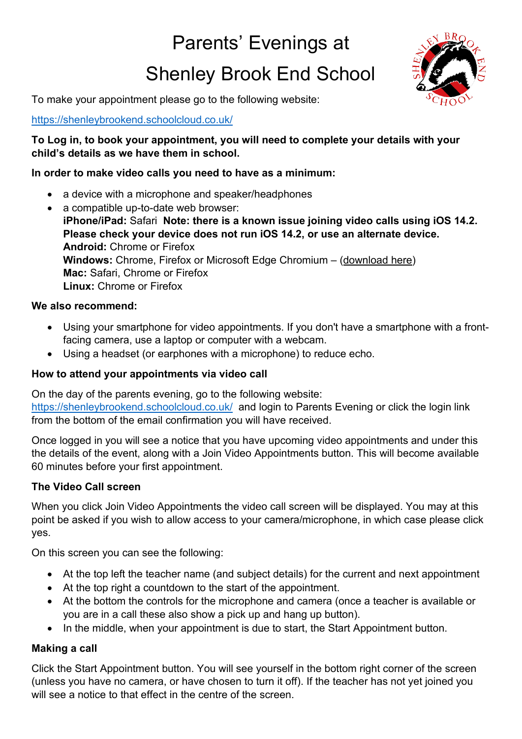# Parents' Evenings at Shenley Brook End School

To make your appointment please go to the following website:

https://shenleybrookend.schoolcloud.co.uk/

**To Log in, to book your appointment, you will need to complete your details with your child's details as we have them in school.**

**In order to make video calls you need to have as a minimum:**

- a device with a microphone and speaker/headphones
- a compatible up-to-date web browser:
  **iPhone/iPad:** Safari **Note: there is a known issue joining video calls using iOS 14.2. Please check your device does not run iOS 14.2, or use an alternate device.**
  **Android:** Chrome or Firefox
  **Windows:** Chrome, Firefox or Microsoft Edge Chromium – (download here)
  **Mac:** Safari, Chrome or Firefox
  **Linux:** Chrome or Firefox

**We also recommend:**

- Using your smartphone for video appointments. If you don't have a smartphone with a front-facing camera, use a laptop or computer with a webcam.
- Using a headset (or earphones with a microphone) to reduce echo.

**How to attend your appointments via video call**

On the day of the parents evening, go to the following website: https://shenleybrookend.schoolcloud.co.uk/ and login to Parents Evening or click the login link from the bottom of the email confirmation you will have received.

Once logged in you will see a notice that you have upcoming video appointments and under this the details of the event, along with a Join Video Appointments button. This will become available 60 minutes before your first appointment.

**The Video Call screen**

When you click Join Video Appointments the video call screen will be displayed. You may at this point be asked if you wish to allow access to your camera/microphone, in which case please click yes.

On this screen you can see the following:

- At the top left the teacher name (and subject details) for the current and next appointment
- At the top right a countdown to the start of the appointment.
- At the bottom the controls for the microphone and camera (once a teacher is available or you are in a call these also show a pick up and hang up button).
- In the middle, when your appointment is due to start, the Start Appointment button.

**Making a call**

Click the Start Appointment button. You will see yourself in the bottom right corner of the screen (unless you have no camera, or have chosen to turn it off). If the teacher has not yet joined you will see a notice to that effect in the centre of the screen.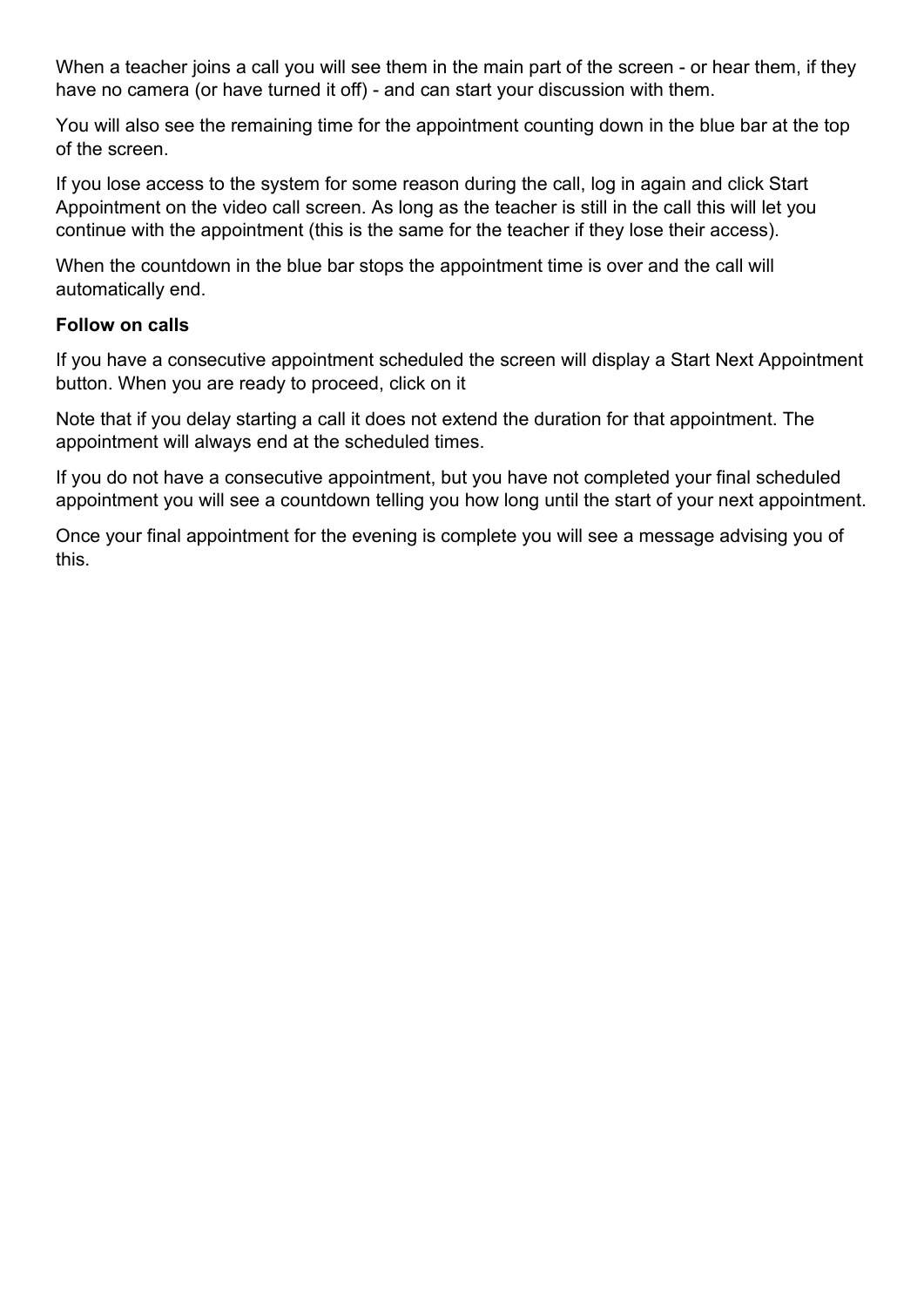When a teacher joins a call you will see them in the main part of the screen - or hear them, if they have no camera (or have turned it off) - and can start your discussion with them.

You will also see the remaining time for the appointment counting down in the blue bar at the top of the screen.

If you lose access to the system for some reason during the call, log in again and click Start Appointment on the video call screen. As long as the teacher is still in the call this will let you continue with the appointment (this is the same for the teacher if they lose their access).

When the countdown in the blue bar stops the appointment time is over and the call will automatically end.

**Follow on calls**

If you have a consecutive appointment scheduled the screen will display a Start Next Appointment button. When you are ready to proceed, click on it

Note that if you delay starting a call it does not extend the duration for that appointment. The appointment will always end at the scheduled times.

If you do not have a consecutive appointment, but you have not completed your final scheduled appointment you will see a countdown telling you how long until the start of your next appointment.

Once your final appointment for the evening is complete you will see a message advising you of this.